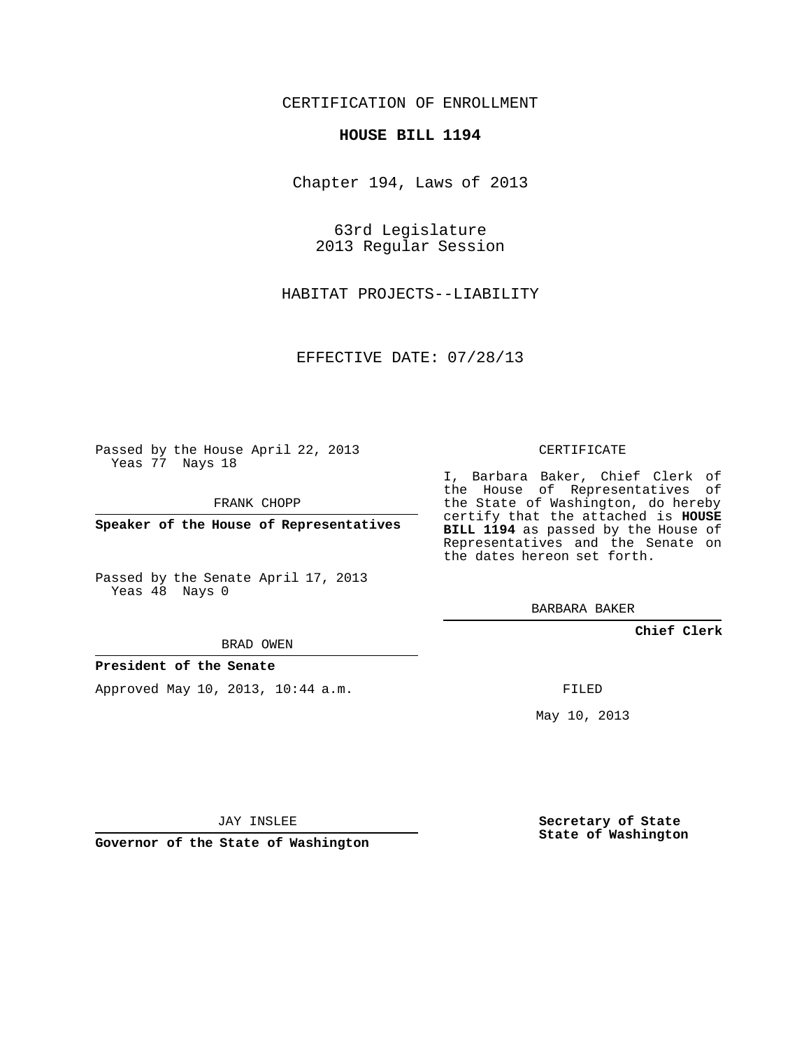CERTIFICATION OF ENROLLMENT

**HOUSE BILL 1194**

Chapter 194, Laws of 2013

63rd Legislature
2013 Regular Session

HABITAT PROJECTS--LIABILITY

EFFECTIVE DATE: 07/28/13

Passed by the House April 22, 2013
Yeas 77 Nays 18

FRANK CHOPP

**Speaker of the House of Representatives**

Passed by the Senate April 17, 2013
Yeas 48 Nays 0

BRAD OWEN

**President of the Senate**

Approved May 10, 2013, 10:44 a.m.

JAY INSLEE

**Governor of the State of Washington**

CERTIFICATE

I, Barbara Baker, Chief Clerk of the House of Representatives of the State of Washington, do hereby certify that the attached is **HOUSE BILL 1194** as passed by the House of Representatives and the Senate on the dates hereon set forth.

BARBARA BAKER

**Chief Clerk**

FILED

May 10, 2013

**Secretary of State**
**State of Washington**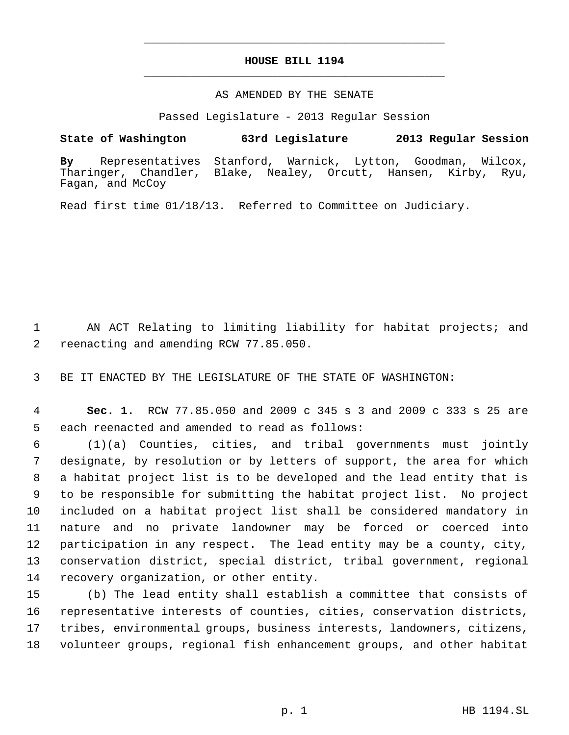# HOUSE BILL 1194

AS AMENDED BY THE SENATE

Passed Legislature - 2013 Regular Session

**State of Washington 63rd Legislature 2013 Regular Session**

**By** Representatives Stanford, Warnick, Lytton, Goodman, Wilcox, Tharinger, Chandler, Blake, Nealey, Orcutt, Hansen, Kirby, Ryu, Fagan, and McCoy

Read first time 01/18/13. Referred to Committee on Judiciary.

AN ACT Relating to limiting liability for habitat projects; and reenacting and amending RCW 77.85.050.

BE IT ENACTED BY THE LEGISLATURE OF THE STATE OF WASHINGTON:

**Sec. 1.** RCW 77.85.050 and 2009 c 345 s 3 and 2009 c 333 s 25 are each reenacted and amended to read as follows:

(1)(a) Counties, cities, and tribal governments must jointly designate, by resolution or by letters of support, the area for which a habitat project list is to be developed and the lead entity that is to be responsible for submitting the habitat project list. No project included on a habitat project list shall be considered mandatory in nature and no private landowner may be forced or coerced into participation in any respect. The lead entity may be a county, city, conservation district, special district, tribal government, regional recovery organization, or other entity.

(b) The lead entity shall establish a committee that consists of representative interests of counties, cities, conservation districts, tribes, environmental groups, business interests, landowners, citizens, volunteer groups, regional fish enhancement groups, and other habitat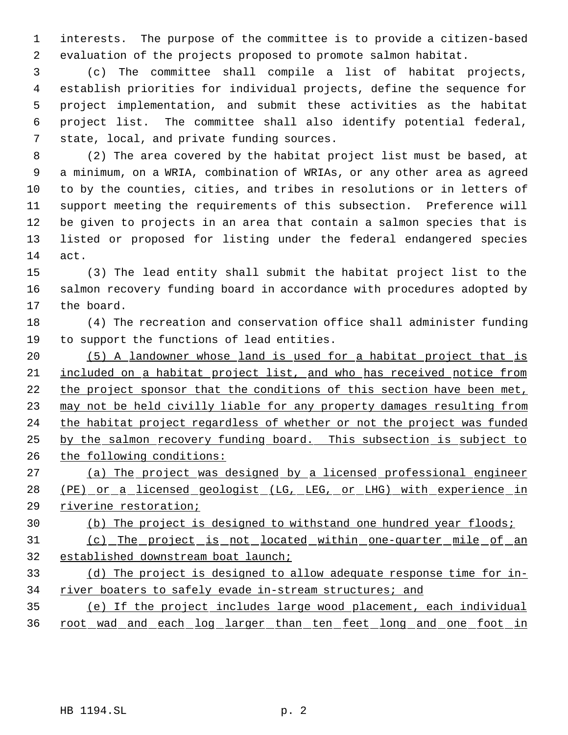interests. The purpose of the committee is to provide a citizen-based evaluation of the projects proposed to promote salmon habitat.

(c) The committee shall compile a list of habitat projects, establish priorities for individual projects, define the sequence for project implementation, and submit these activities as the habitat project list. The committee shall also identify potential federal, state, local, and private funding sources.

(2) The area covered by the habitat project list must be based, at a minimum, on a WRIA, combination of WRIAs, or any other area as agreed to by the counties, cities, and tribes in resolutions or in letters of support meeting the requirements of this subsection. Preference will be given to projects in an area that contain a salmon species that is listed or proposed for listing under the federal endangered species act.

(3) The lead entity shall submit the habitat project list to the salmon recovery funding board in accordance with procedures adopted by the board.

(4) The recreation and conservation office shall administer funding to support the functions of lead entities.

<u>(5) A landowner whose land is used for a habitat project that is included on a habitat project list, and who has received notice from the project sponsor that the conditions of this section have been met, may not be held civilly liable for any property damages resulting from the habitat project regardless of whether or not the project was funded by the salmon recovery funding board. This subsection is subject to the following conditions:</u>

<u>(a) The project was designed by a licensed professional engineer (PE) or a licensed geologist (LG, LEG, or LHG) with experience in riverine restoration;</u>

<u>(b) The project is designed to withstand one hundred year floods;</u>

<u>(c) The project is not located within one-quarter mile of an established downstream boat launch;</u>

<u>(d) The project is designed to allow adequate response time for in-river boaters to safely evade in-stream structures; and</u>

<u>(e) If the project includes large wood placement, each individual root wad and each log larger than ten feet long and one foot in</u>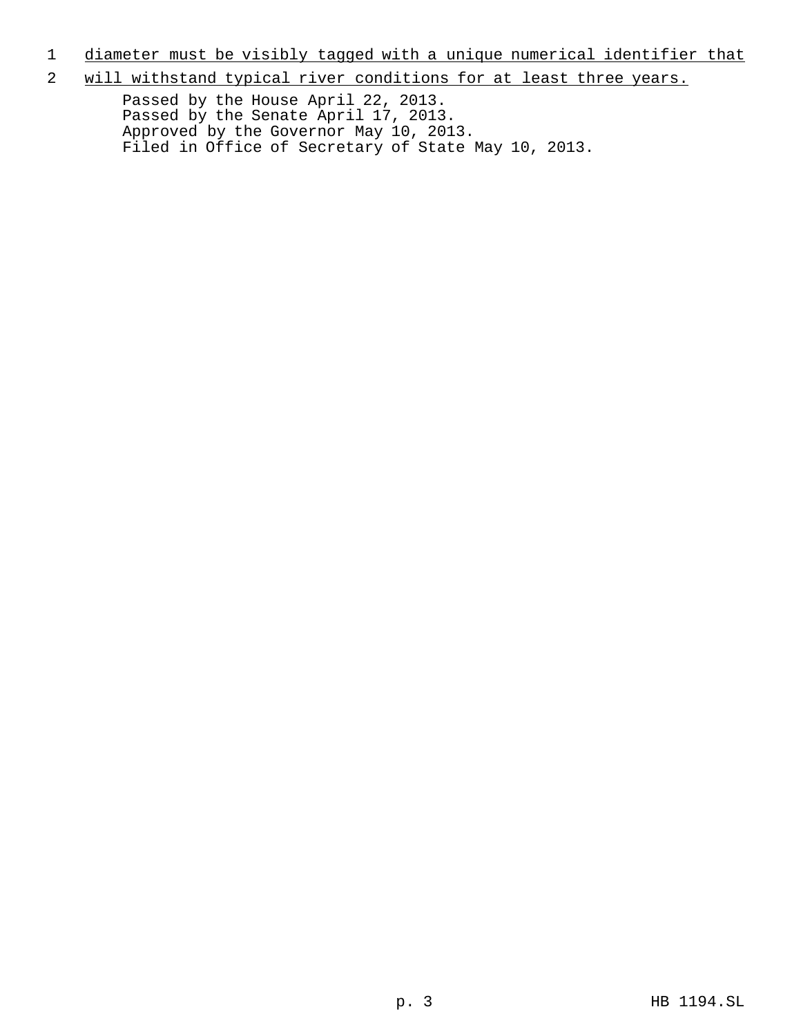diameter must be visibly tagged with a unique numerical identifier that will withstand typical river conditions for at least three years.

Passed by the House April 22, 2013.
Passed by the Senate April 17, 2013.
Approved by the Governor May 10, 2013.
Filed in Office of Secretary of State May 10, 2013.